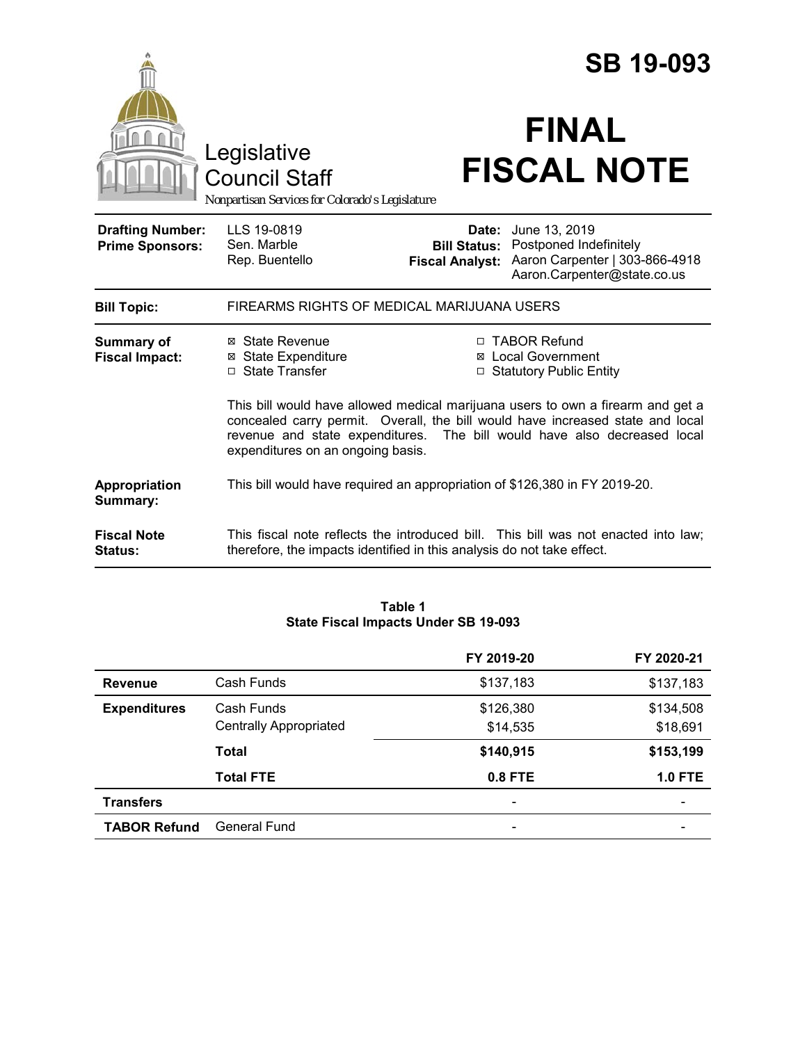# SB 19-093

Legislative Council Staff

*Nonpartisan Services for Colorado's Legislature*

# FINAL FISCAL NOTE

| | | | |
|---|---|---|---|
| **Drafting Number:** | LLS 19-0819 | **Date:** | June 13, 2019 |
| **Prime Sponsors:** | Sen. Marble<br>Rep. Buentello | **Bill Status:** | Postponed Indefinitely |
| | | **Fiscal Analyst:** | Aaron Carpenter \| 303-866-4918<br>Aaron.Carpenter@state.co.us |

**Bill Topic:** FIREARMS RIGHTS OF MEDICAL MARIJUANA USERS

**Summary of Fiscal Impact:**

- ☒ State Revenue
- ☒ State Expenditure
- ☐ State Transfer
- ☐ TABOR Refund
- ☒ Local Government
- ☐ Statutory Public Entity

This bill would have allowed medical marijuana users to own a firearm and get a concealed carry permit. Overall, the bill would have increased state and local revenue and state expenditures. The bill would have also decreased local expenditures on an ongoing basis.

**Appropriation Summary:** This bill would have required an appropriation of $126,380 in FY 2019-20.

**Fiscal Note Status:** This fiscal note reflects the introduced bill. This bill was not enacted into law; therefore, the impacts identified in this analysis do not take effect.

**Table 1**
**State Fiscal Impacts Under SB 19-093**

| | | FY 2019-20 | FY 2020-21 |
|---|---|---|---|
| **Revenue** | Cash Funds | $137,183 | $137,183 |
| **Expenditures** | Cash Funds | $126,380 | $134,508 |
| | Centrally Appropriated | $14,535 | $18,691 |
| | **Total** | **$140,915** | **$153,199** |
| | **Total FTE** | **0.8 FTE** | **1.0 FTE** |
| **Transfers** | | - | - |
| **TABOR Refund** | General Fund | - | - |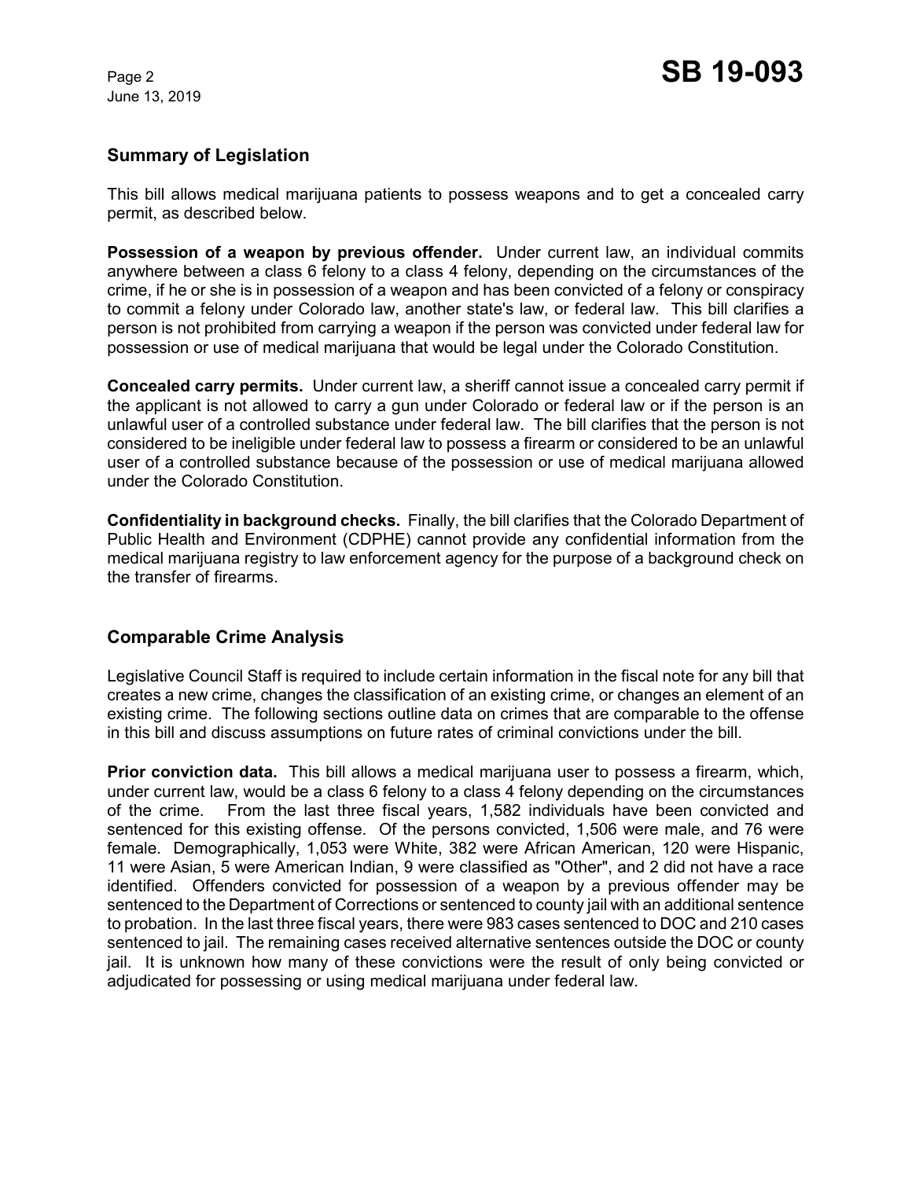## Summary of Legislation

This bill allows medical marijuana patients to possess weapons and to get a concealed carry permit, as described below.

**Possession of a weapon by previous offender.** Under current law, an individual commits anywhere between a class 6 felony to a class 4 felony, depending on the circumstances of the crime, if he or she is in possession of a weapon and has been convicted of a felony or conspiracy to commit a felony under Colorado law, another state's law, or federal law. This bill clarifies a person is not prohibited from carrying a weapon if the person was convicted under federal law for possession or use of medical marijuana that would be legal under the Colorado Constitution.

**Concealed carry permits.** Under current law, a sheriff cannot issue a concealed carry permit if the applicant is not allowed to carry a gun under Colorado or federal law or if the person is an unlawful user of a controlled substance under federal law. The bill clarifies that the person is not considered to be ineligible under federal law to possess a firearm or considered to be an unlawful user of a controlled substance because of the possession or use of medical marijuana allowed under the Colorado Constitution.

**Confidentiality in background checks.** Finally, the bill clarifies that the Colorado Department of Public Health and Environment (CDPHE) cannot provide any confidential information from the medical marijuana registry to law enforcement agency for the purpose of a background check on the transfer of firearms.

## Comparable Crime Analysis

Legislative Council Staff is required to include certain information in the fiscal note for any bill that creates a new crime, changes the classification of an existing crime, or changes an element of an existing crime. The following sections outline data on crimes that are comparable to the offense in this bill and discuss assumptions on future rates of criminal convictions under the bill.

**Prior conviction data.** This bill allows a medical marijuana user to possess a firearm, which, under current law, would be a class 6 felony to a class 4 felony depending on the circumstances of the crime. From the last three fiscal years, 1,582 individuals have been convicted and sentenced for this existing offense. Of the persons convicted, 1,506 were male, and 76 were female. Demographically, 1,053 were White, 382 were African American, 120 were Hispanic, 11 were Asian, 5 were American Indian, 9 were classified as "Other", and 2 did not have a race identified. Offenders convicted for possession of a weapon by a previous offender may be sentenced to the Department of Corrections or sentenced to county jail with an additional sentence to probation. In the last three fiscal years, there were 983 cases sentenced to DOC and 210 cases sentenced to jail. The remaining cases received alternative sentences outside the DOC or county jail. It is unknown how many of these convictions were the result of only being convicted or adjudicated for possessing or using medical marijuana under federal law.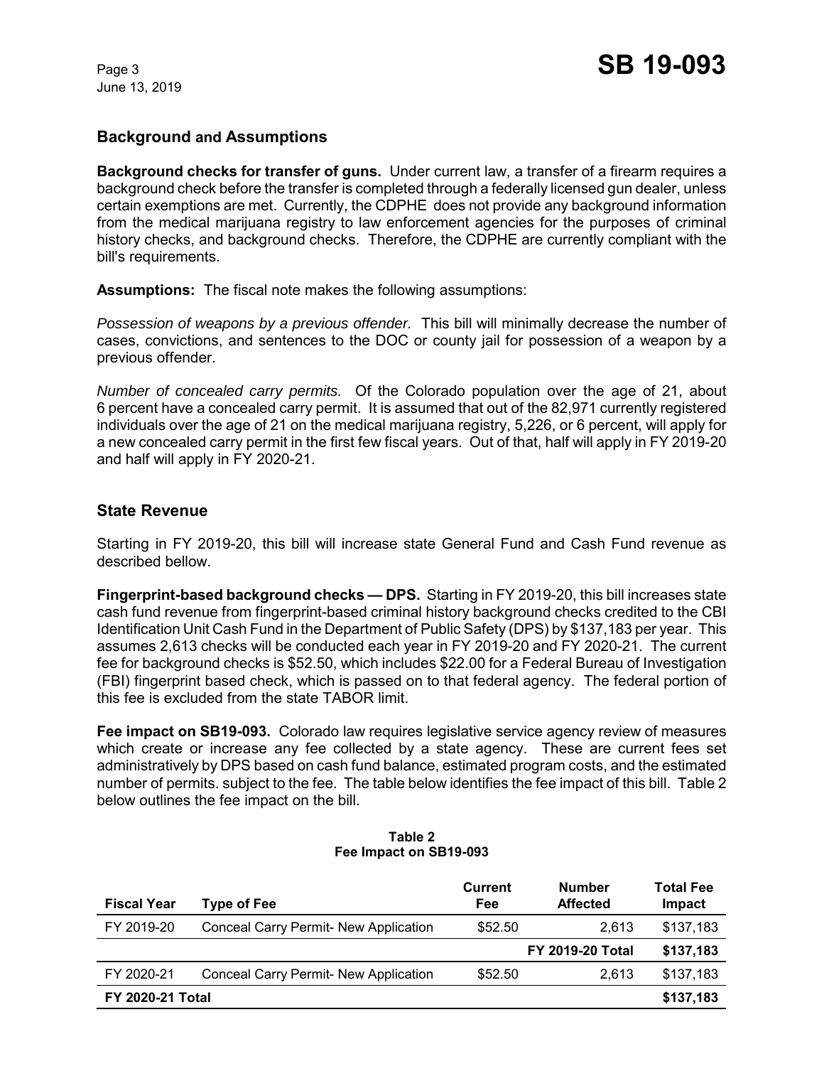## Background and Assumptions

**Background checks for transfer of guns.** Under current law, a transfer of a firearm requires a background check before the transfer is completed through a federally licensed gun dealer, unless certain exemptions are met. Currently, the CDPHE does not provide any background information from the medical marijuana registry to law enforcement agencies for the purposes of criminal history checks, and background checks. Therefore, the CDPHE are currently compliant with the bill's requirements.

**Assumptions:** The fiscal note makes the following assumptions:

*Possession of weapons by a previous offender.* This bill will minimally decrease the number of cases, convictions, and sentences to the DOC or county jail for possession of a weapon by a previous offender.

*Number of concealed carry permits.* Of the Colorado population over the age of 21, about 6 percent have a concealed carry permit. It is assumed that out of the 82,971 currently registered individuals over the age of 21 on the medical marijuana registry, 5,226, or 6 percent, will apply for a new concealed carry permit in the first few fiscal years. Out of that, half will apply in FY 2019-20 and half will apply in FY 2020-21.

## State Revenue

Starting in FY 2019-20, this bill will increase state General Fund and Cash Fund revenue as described bellow.

**Fingerprint-based background checks — DPS.** Starting in FY 2019-20, this bill increases state cash fund revenue from fingerprint-based criminal history background checks credited to the CBI Identification Unit Cash Fund in the Department of Public Safety (DPS) by $137,183 per year. This assumes 2,613 checks will be conducted each year in FY 2019-20 and FY 2020-21. The current fee for background checks is $52.50, which includes $22.00 for a Federal Bureau of Investigation (FBI) fingerprint based check, which is passed on to that federal agency. The federal portion of this fee is excluded from the state TABOR limit.

**Fee impact on SB19-093.** Colorado law requires legislative service agency review of measures which create or increase any fee collected by a state agency. These are current fees set administratively by DPS based on cash fund balance, estimated program costs, and the estimated number of permits. subject to the fee. The table below identifies the fee impact of this bill. Table 2 below outlines the fee impact on the bill.

**Table 2**
**Fee Impact on SB19-093**

| Fiscal Year | Type of Fee | Current Fee | Number Affected | Total Fee Impact |
|---|---|---|---|---|
| FY 2019-20 | Conceal Carry Permit- New Application | $52.50 | 2,613 | $137,183 |
| | | | **FY 2019-20 Total** | **$137,183** |
| FY 2020-21 | Conceal Carry Permit- New Application | $52.50 | 2,613 | $137,183 |
| **FY 2020-21 Total** | | | | **$137,183** |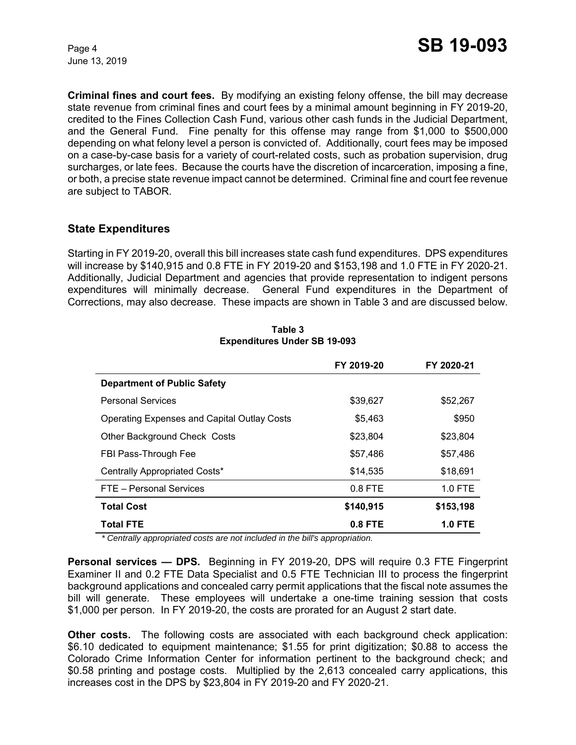**Criminal fines and court fees.** By modifying an existing felony offense, the bill may decrease state revenue from criminal fines and court fees by a minimal amount beginning in FY 2019-20, credited to the Fines Collection Cash Fund, various other cash funds in the Judicial Department, and the General Fund. Fine penalty for this offense may range from $1,000 to $500,000 depending on what felony level a person is convicted of. Additionally, court fees may be imposed on a case-by-case basis for a variety of court-related costs, such as probation supervision, drug surcharges, or late fees. Because the courts have the discretion of incarceration, imposing a fine, or both, a precise state revenue impact cannot be determined. Criminal fine and court fee revenue are subject to TABOR.

## State Expenditures

Starting in FY 2019-20, overall this bill increases state cash fund expenditures. DPS expenditures will increase by $140,915 and 0.8 FTE in FY 2019-20 and $153,198 and 1.0 FTE in FY 2020-21. Additionally, Judicial Department and agencies that provide representation to indigent persons expenditures will minimally decrease. General Fund expenditures in the Department of Corrections, may also decrease. These impacts are shown in Table 3 and are discussed below.

**Table 3**
**Expenditures Under SB 19-093**

| | FY 2019-20 | FY 2020-21 |
|---|---|---|
| **Department of Public Safety** | | |
| Personal Services | $39,627 | $52,267 |
| Operating Expenses and Capital Outlay Costs | $5,463 | $950 |
| Other Background Check Costs | $23,804 | $23,804 |
| FBI Pass-Through Fee | $57,486 | $57,486 |
| Centrally Appropriated Costs* | $14,535 | $18,691 |
| FTE – Personal Services | 0.8 FTE | 1.0 FTE |
| **Total Cost** | **$140,915** | **$153,198** |
| **Total FTE** | **0.8 FTE** | **1.0 FTE** |

*\* Centrally appropriated costs are not included in the bill's appropriation.*

**Personal services — DPS.** Beginning in FY 2019-20, DPS will require 0.3 FTE Fingerprint Examiner II and 0.2 FTE Data Specialist and 0.5 FTE Technician III to process the fingerprint background applications and concealed carry permit applications that the fiscal note assumes the bill will generate. These employees will undertake a one-time training session that costs $1,000 per person. In FY 2019-20, the costs are prorated for an August 2 start date.

**Other costs.** The following costs are associated with each background check application: $6.10 dedicated to equipment maintenance; $1.55 for print digitization; $0.88 to access the Colorado Crime Information Center for information pertinent to the background check; and $0.58 printing and postage costs. Multiplied by the 2,613 concealed carry applications, this increases cost in the DPS by $23,804 in FY 2019-20 and FY 2020-21.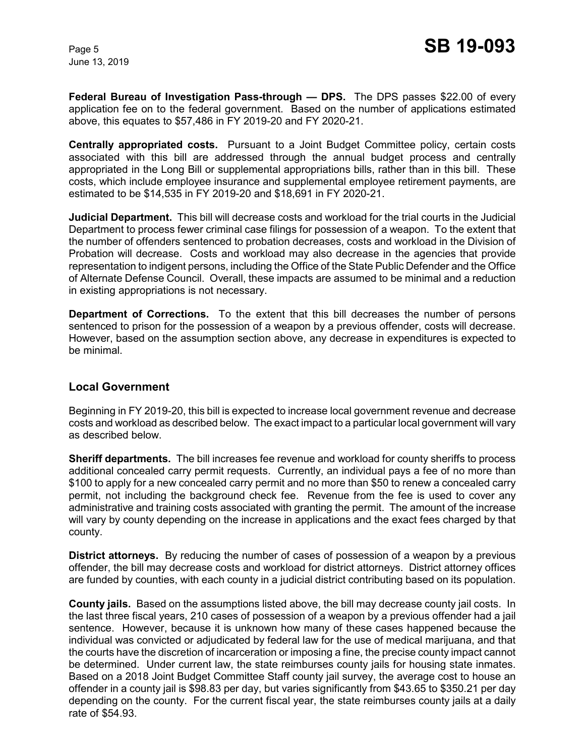**Federal Bureau of Investigation Pass-through — DPS.** The DPS passes $22.00 of every application fee on to the federal government. Based on the number of applications estimated above, this equates to $57,486 in FY 2019-20 and FY 2020-21.

**Centrally appropriated costs.** Pursuant to a Joint Budget Committee policy, certain costs associated with this bill are addressed through the annual budget process and centrally appropriated in the Long Bill or supplemental appropriations bills, rather than in this bill. These costs, which include employee insurance and supplemental employee retirement payments, are estimated to be $14,535 in FY 2019-20 and $18,691 in FY 2020-21.

**Judicial Department.** This bill will decrease costs and workload for the trial courts in the Judicial Department to process fewer criminal case filings for possession of a weapon. To the extent that the number of offenders sentenced to probation decreases, costs and workload in the Division of Probation will decrease. Costs and workload may also decrease in the agencies that provide representation to indigent persons, including the Office of the State Public Defender and the Office of Alternate Defense Council. Overall, these impacts are assumed to be minimal and a reduction in existing appropriations is not necessary.

**Department of Corrections.** To the extent that this bill decreases the number of persons sentenced to prison for the possession of a weapon by a previous offender, costs will decrease. However, based on the assumption section above, any decrease in expenditures is expected to be minimal.

## Local Government

Beginning in FY 2019-20, this bill is expected to increase local government revenue and decrease costs and workload as described below. The exact impact to a particular local government will vary as described below.

**Sheriff departments.** The bill increases fee revenue and workload for county sheriffs to process additional concealed carry permit requests. Currently, an individual pays a fee of no more than $100 to apply for a new concealed carry permit and no more than $50 to renew a concealed carry permit, not including the background check fee. Revenue from the fee is used to cover any administrative and training costs associated with granting the permit. The amount of the increase will vary by county depending on the increase in applications and the exact fees charged by that county.

**District attorneys.** By reducing the number of cases of possession of a weapon by a previous offender, the bill may decrease costs and workload for district attorneys. District attorney offices are funded by counties, with each county in a judicial district contributing based on its population.

**County jails.** Based on the assumptions listed above, the bill may decrease county jail costs. In the last three fiscal years, 210 cases of possession of a weapon by a previous offender had a jail sentence. However, because it is unknown how many of these cases happened because the individual was convicted or adjudicated by federal law for the use of medical marijuana, and that the courts have the discretion of incarceration or imposing a fine, the precise county impact cannot be determined. Under current law, the state reimburses county jails for housing state inmates. Based on a 2018 Joint Budget Committee Staff county jail survey, the average cost to house an offender in a county jail is $98.83 per day, but varies significantly from $43.65 to $350.21 per day depending on the county. For the current fiscal year, the state reimburses county jails at a daily rate of $54.93.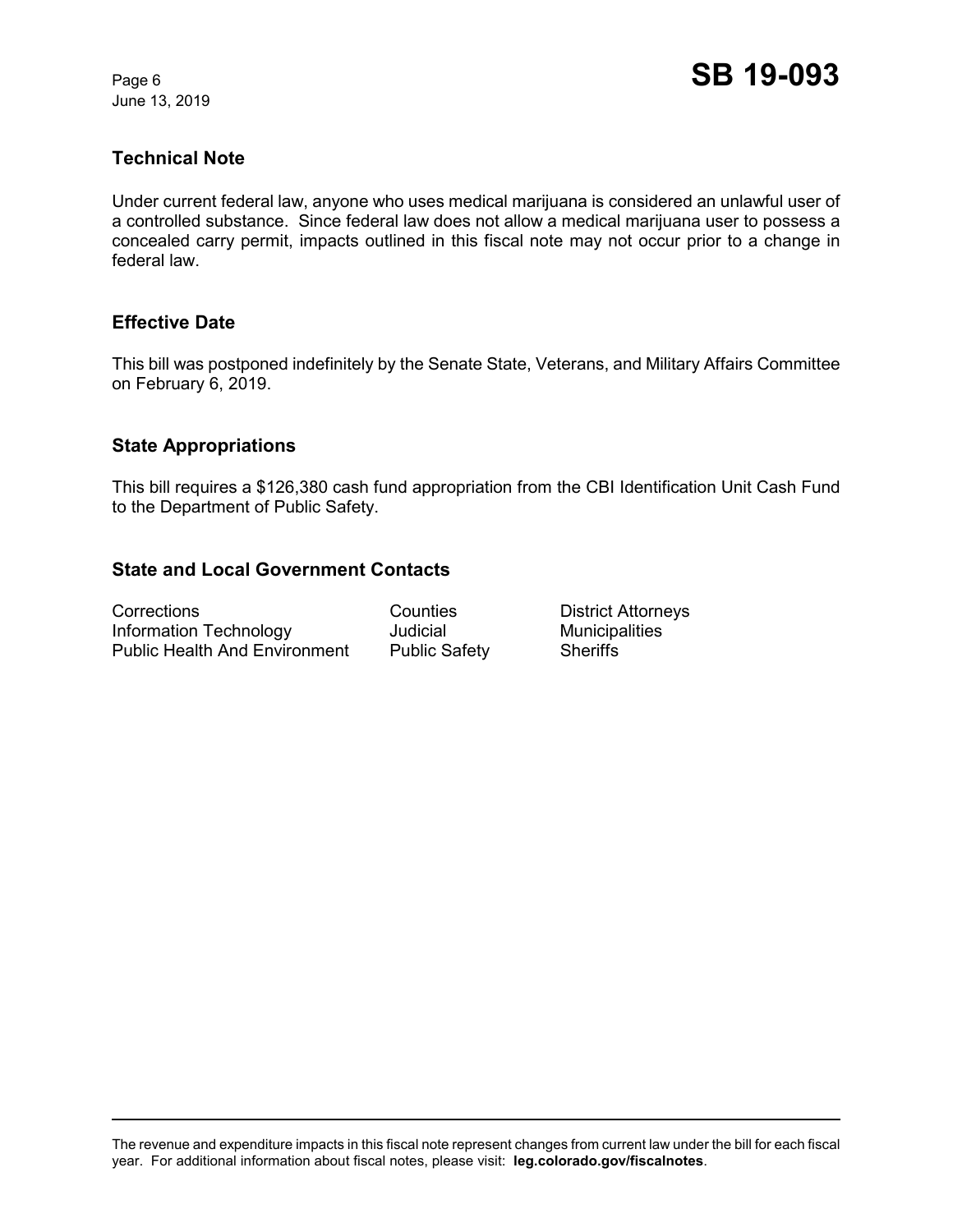### Technical Note

Under current federal law, anyone who uses medical marijuana is considered an unlawful user of a controlled substance. Since federal law does not allow a medical marijuana user to possess a concealed carry permit, impacts outlined in this fiscal note may not occur prior to a change in federal law.

### Effective Date

This bill was postponed indefinitely by the Senate State, Veterans, and Military Affairs Committee on February 6, 2019.

### State Appropriations

This bill requires a $126,380 cash fund appropriation from the CBI Identification Unit Cash Fund to the Department of Public Safety.

### State and Local Government Contacts

| | | |
|---|---|---|
| Corrections | Counties | District Attorneys |
| Information Technology | Judicial | Municipalities |
| Public Health And Environment | Public Safety | Sheriffs |

The revenue and expenditure impacts in this fiscal note represent changes from current law under the bill for each fiscal year. For additional information about fiscal notes, please visit: **leg.colorado.gov/fiscalnotes**.